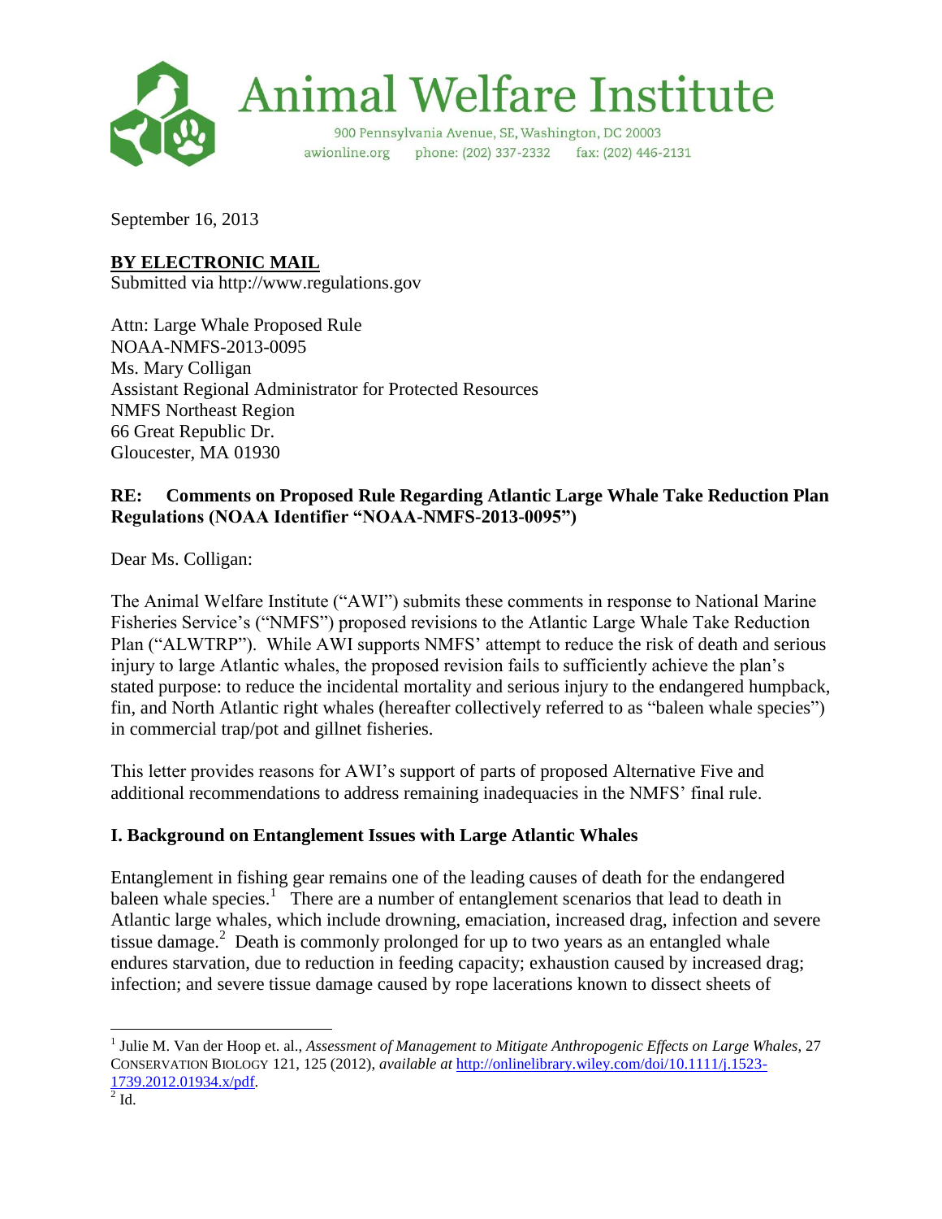# Animal Welfare Institute

900 Pennsylvania Avenue, SE, Washington, DC 20003
awionline.org phone: (202) 337-2332 fax: (202) 446-2131

September 16, 2013

**BY ELECTRONIC MAIL**
Submitted via http://www.regulations.gov

Attn: Large Whale Proposed Rule
NOAA-NMFS-2013-0095
Ms. Mary Colligan
Assistant Regional Administrator for Protected Resources
NMFS Northeast Region
66 Great Republic Dr.
Gloucester, MA 01930

**RE: Comments on Proposed Rule Regarding Atlantic Large Whale Take Reduction Plan Regulations (NOAA Identifier "NOAA-NMFS-2013-0095")**

Dear Ms. Colligan:

The Animal Welfare Institute ("AWI") submits these comments in response to National Marine Fisheries Service's ("NMFS") proposed revisions to the Atlantic Large Whale Take Reduction Plan ("ALWTRP"). While AWI supports NMFS' attempt to reduce the risk of death and serious injury to large Atlantic whales, the proposed revision fails to sufficiently achieve the plan's stated purpose: to reduce the incidental mortality and serious injury to the endangered humpback, fin, and North Atlantic right whales (hereafter collectively referred to as "baleen whale species") in commercial trap/pot and gillnet fisheries.

This letter provides reasons for AWI's support of parts of proposed Alternative Five and additional recommendations to address remaining inadequacies in the NMFS' final rule.

## I. Background on Entanglement Issues with Large Atlantic Whales

Entanglement in fishing gear remains one of the leading causes of death for the endangered baleen whale species.[1] There are a number of entanglement scenarios that lead to death in Atlantic large whales, which include drowning, emaciation, increased drag, infection and severe tissue damage.[2] Death is commonly prolonged for up to two years as an entangled whale endures starvation, due to reduction in feeding capacity; exhaustion caused by increased drag; infection; and severe tissue damage caused by rope lacerations known to dissect sheets of

---

[1] Julie M. Van der Hoop et. al., *Assessment of Management to Mitigate Anthropogenic Effects on Large Whales*, 27 CONSERVATION BIOLOGY 121, 125 (2012), *available at* http://onlinelibrary.wiley.com/doi/10.1111/j.1523-1739.2012.01934.x/pdf.

[2] Id.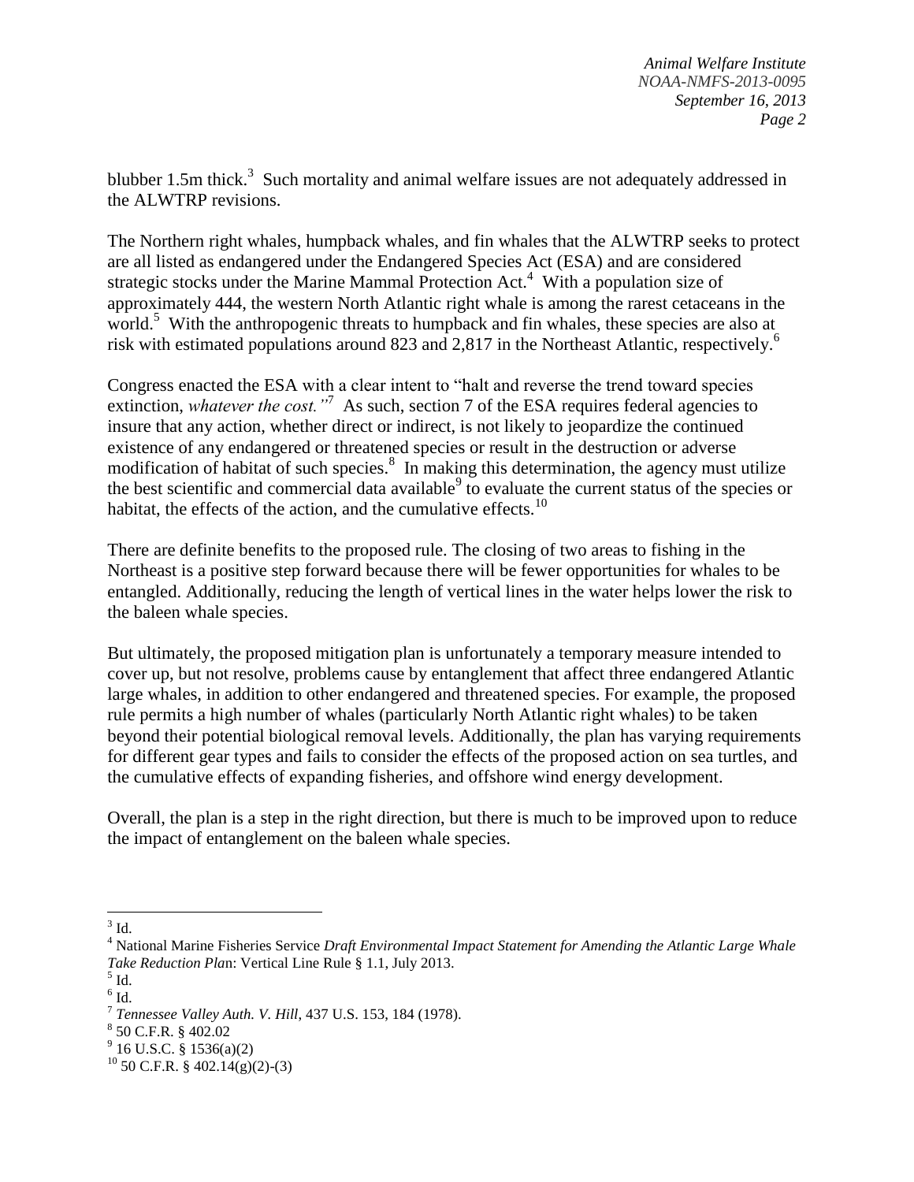blubber 1.5m thick.[3] Such mortality and animal welfare issues are not adequately addressed in the ALWTRP revisions.

The Northern right whales, humpback whales, and fin whales that the ALWTRP seeks to protect are all listed as endangered under the Endangered Species Act (ESA) and are considered strategic stocks under the Marine Mammal Protection Act.[4] With a population size of approximately 444, the western North Atlantic right whale is among the rarest cetaceans in the world.[5] With the anthropogenic threats to humpback and fin whales, these species are also at risk with estimated populations around 823 and 2,817 in the Northeast Atlantic, respectively.[6]

Congress enacted the ESA with a clear intent to "halt and reverse the trend toward species extinction, *whatever the cost."*[7] As such, section 7 of the ESA requires federal agencies to insure that any action, whether direct or indirect, is not likely to jeopardize the continued existence of any endangered or threatened species or result in the destruction or adverse modification of habitat of such species.[8] In making this determination, the agency must utilize the best scientific and commercial data available[9] to evaluate the current status of the species or habitat, the effects of the action, and the cumulative effects.[10]

There are definite benefits to the proposed rule. The closing of two areas to fishing in the Northeast is a positive step forward because there will be fewer opportunities for whales to be entangled. Additionally, reducing the length of vertical lines in the water helps lower the risk to the baleen whale species.

But ultimately, the proposed mitigation plan is unfortunately a temporary measure intended to cover up, but not resolve, problems cause by entanglement that affect three endangered Atlantic large whales, in addition to other endangered and threatened species. For example, the proposed rule permits a high number of whales (particularly North Atlantic right whales) to be taken beyond their potential biological removal levels. Additionally, the plan has varying requirements for different gear types and fails to consider the effects of the proposed action on sea turtles, and the cumulative effects of expanding fisheries, and offshore wind energy development.

Overall, the plan is a step in the right direction, but there is much to be improved upon to reduce the impact of entanglement on the baleen whale species.

---

[3] Id.

[4] National Marine Fisheries Service *Draft Environmental Impact Statement for Amending the Atlantic Large Whale Take Reduction Pla*n: Vertical Line Rule § 1.1, July 2013.

[5] Id.

[6] Id.

[7] *Tennessee Valley Auth. V. Hill*, 437 U.S. 153, 184 (1978).

[8] 50 C.F.R. § 402.02

[9] 16 U.S.C. § 1536(a)(2)

[10] 50 C.F.R. § 402.14(g)(2)-(3)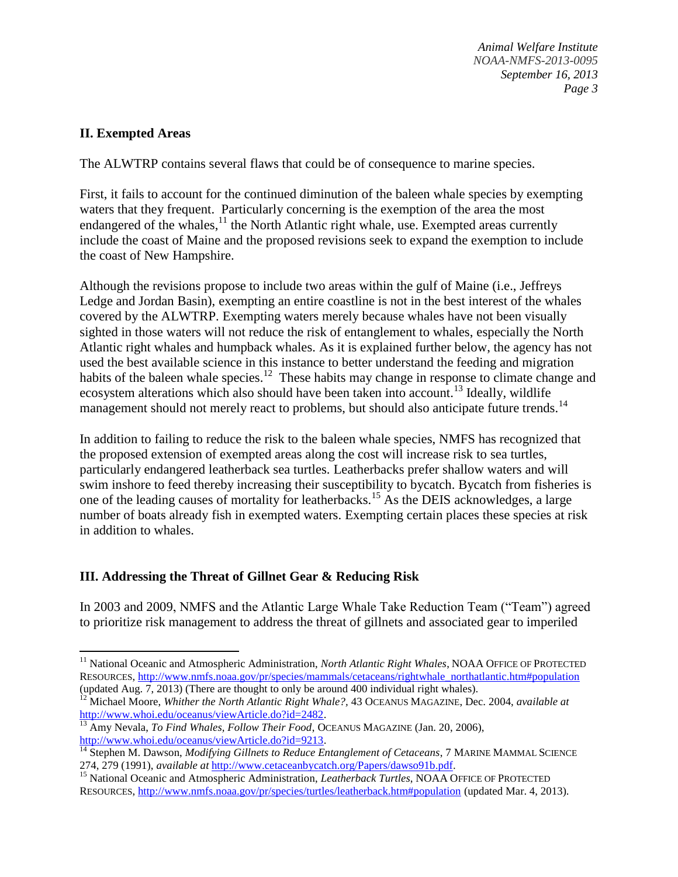## II. Exempted Areas

The ALWTRP contains several flaws that could be of consequence to marine species.

First, it fails to account for the continued diminution of the baleen whale species by exempting waters that they frequent. Particularly concerning is the exemption of the area the most endangered of the whales,[11] the North Atlantic right whale, use. Exempted areas currently include the coast of Maine and the proposed revisions seek to expand the exemption to include the coast of New Hampshire.

Although the revisions propose to include two areas within the gulf of Maine (i.e., Jeffreys Ledge and Jordan Basin), exempting an entire coastline is not in the best interest of the whales covered by the ALWTRP. Exempting waters merely because whales have not been visually sighted in those waters will not reduce the risk of entanglement to whales, especially the North Atlantic right whales and humpback whales. As it is explained further below, the agency has not used the best available science in this instance to better understand the feeding and migration habits of the baleen whale species.[12] These habits may change in response to climate change and ecosystem alterations which also should have been taken into account.[13] Ideally, wildlife management should not merely react to problems, but should also anticipate future trends.[14]

In addition to failing to reduce the risk to the baleen whale species, NMFS has recognized that the proposed extension of exempted areas along the cost will increase risk to sea turtles, particularly endangered leatherback sea turtles. Leatherbacks prefer shallow waters and will swim inshore to feed thereby increasing their susceptibility to bycatch. Bycatch from fisheries is one of the leading causes of mortality for leatherbacks.[15] As the DEIS acknowledges, a large number of boats already fish in exempted waters. Exempting certain places these species at risk in addition to whales.

## III. Addressing the Threat of Gillnet Gear & Reducing Risk

In 2003 and 2009, NMFS and the Atlantic Large Whale Take Reduction Team ("Team") agreed to prioritize risk management to address the threat of gillnets and associated gear to imperiled

---

[11] National Oceanic and Atmospheric Administration, *North Atlantic Right Whales*, NOAA OFFICE OF PROTECTED RESOURCES, http://www.nmfs.noaa.gov/pr/species/mammals/cetaceans/rightwhale_northatlantic.htm#population (updated Aug. 7, 2013) (There are thought to only be around 400 individual right whales).

[12] Michael Moore, *Whither the North Atlantic Right Whale?*, 43 OCEANUS MAGAZINE, Dec. 2004, *available at* http://www.whoi.edu/oceanus/viewArticle.do?id=2482.

[13] Amy Nevala, *To Find Whales, Follow Their Food*, OCEANUS MAGAZINE (Jan. 20, 2006), http://www.whoi.edu/oceanus/viewArticle.do?id=9213.

[14] Stephen M. Dawson, *Modifying Gillnets to Reduce Entanglement of Cetaceans*, 7 MARINE MAMMAL SCIENCE 274, 279 (1991), *available at* http://www.cetaceanbycatch.org/Papers/dawso91b.pdf.

[15] National Oceanic and Atmospheric Administration, *Leatherback Turtles*, NOAA OFFICE OF PROTECTED RESOURCES, http://www.nmfs.noaa.gov/pr/species/turtles/leatherback.htm#population (updated Mar. 4, 2013).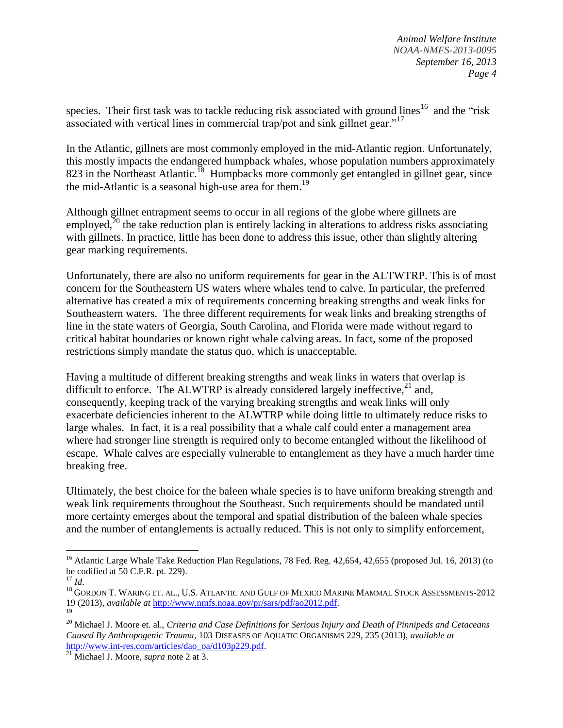species. Their first task was to tackle reducing risk associated with ground lines[16] and the "risk associated with vertical lines in commercial trap/pot and sink gillnet gear."[17]

In the Atlantic, gillnets are most commonly employed in the mid-Atlantic region. Unfortunately, this mostly impacts the endangered humpback whales, whose population numbers approximately 823 in the Northeast Atlantic.[18] Humpbacks more commonly get entangled in gillnet gear, since the mid-Atlantic is a seasonal high-use area for them.[19]

Although gillnet entrapment seems to occur in all regions of the globe where gillnets are employed,[20] the take reduction plan is entirely lacking in alterations to address risks associating with gillnets. In practice, little has been done to address this issue, other than slightly altering gear marking requirements.

Unfortunately, there are also no uniform requirements for gear in the ALTWTRP. This is of most concern for the Southeastern US waters where whales tend to calve. In particular, the preferred alternative has created a mix of requirements concerning breaking strengths and weak links for Southeastern waters. The three different requirements for weak links and breaking strengths of line in the state waters of Georgia, South Carolina, and Florida were made without regard to critical habitat boundaries or known right whale calving areas. In fact, some of the proposed restrictions simply mandate the status quo, which is unacceptable.

Having a multitude of different breaking strengths and weak links in waters that overlap is difficult to enforce. The ALWTRP is already considered largely ineffective,[21] and, consequently, keeping track of the varying breaking strengths and weak links will only exacerbate deficiencies inherent to the ALWTRP while doing little to ultimately reduce risks to large whales. In fact, it is a real possibility that a whale calf could enter a management area where had stronger line strength is required only to become entangled without the likelihood of escape. Whale calves are especially vulnerable to entanglement as they have a much harder time breaking free.

Ultimately, the best choice for the baleen whale species is to have uniform breaking strength and weak link requirements throughout the Southeast. Such requirements should be mandated until more certainty emerges about the temporal and spatial distribution of the baleen whale species and the number of entanglements is actually reduced. This is not only to simplify enforcement,

---

[16] Atlantic Large Whale Take Reduction Plan Regulations, 78 Fed. Reg. 42,654, 42,655 (proposed Jul. 16, 2013) (to be codified at 50 C.F.R. pt. 229).

[17] *Id*.

[18] GORDON T. WARING ET. AL., U.S. ATLANTIC AND GULF OF MEXICO MARINE MAMMAL STOCK ASSESSMENTS-2012 19 (2013), *available at* http://www.nmfs.noaa.gov/pr/sars/pdf/ao2012.pdf.

[19]

[20] Michael J. Moore et. al., *Criteria and Case Definitions for Serious Injury and Death of Pinnipeds and Cetaceans Caused By Anthropogenic Trauma*, 103 DISEASES OF AQUATIC ORGANISMS 229, 235 (2013), *available at* http://www.int-res.com/articles/dao_oa/d103p229.pdf.

[21] Michael J. Moore, *supra* note 2 at 3.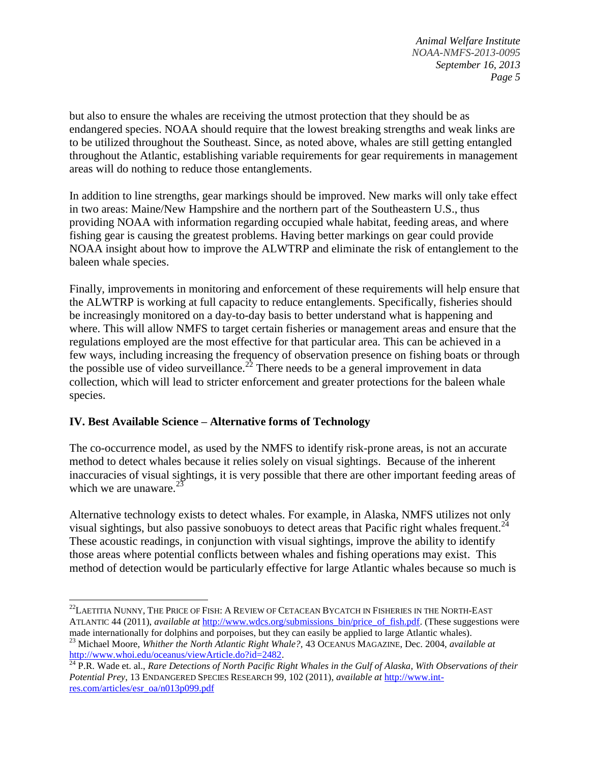but also to ensure the whales are receiving the utmost protection that they should be as endangered species. NOAA should require that the lowest breaking strengths and weak links are to be utilized throughout the Southeast. Since, as noted above, whales are still getting entangled throughout the Atlantic, establishing variable requirements for gear requirements in management areas will do nothing to reduce those entanglements.

In addition to line strengths, gear markings should be improved. New marks will only take effect in two areas: Maine/New Hampshire and the northern part of the Southeastern U.S., thus providing NOAA with information regarding occupied whale habitat, feeding areas, and where fishing gear is causing the greatest problems. Having better markings on gear could provide NOAA insight about how to improve the ALWTRP and eliminate the risk of entanglement to the baleen whale species.

Finally, improvements in monitoring and enforcement of these requirements will help ensure that the ALWTRP is working at full capacity to reduce entanglements. Specifically, fisheries should be increasingly monitored on a day-to-day basis to better understand what is happening and where. This will allow NMFS to target certain fisheries or management areas and ensure that the regulations employed are the most effective for that particular area. This can be achieved in a few ways, including increasing the frequency of observation presence on fishing boats or through the possible use of video surveillance.[22] There needs to be a general improvement in data collection, which will lead to stricter enforcement and greater protections for the baleen whale species.

## IV. Best Available Science – Alternative forms of Technology

The co-occurrence model, as used by the NMFS to identify risk-prone areas, is not an accurate method to detect whales because it relies solely on visual sightings. Because of the inherent inaccuracies of visual sightings, it is very possible that there are other important feeding areas of which we are unaware.[23]

Alternative technology exists to detect whales. For example, in Alaska, NMFS utilizes not only visual sightings, but also passive sonobuoys to detect areas that Pacific right whales frequent.[24] These acoustic readings, in conjunction with visual sightings, improve the ability to identify those areas where potential conflicts between whales and fishing operations may exist. This method of detection would be particularly effective for large Atlantic whales because so much is

---

[22] LAETITIA NUNNY, THE PRICE OF FISH: A REVIEW OF CETACEAN BYCATCH IN FISHERIES IN THE NORTH-EAST ATLANTIC 44 (2011), *available at* http://www.wdcs.org/submissions_bin/price_of_fish.pdf. (These suggestions were made internationally for dolphins and porpoises, but they can easily be applied to large Atlantic whales).

[23] Michael Moore, *Whither the North Atlantic Right Whale?,* 43 OCEANUS MAGAZINE, Dec. 2004, *available at* http://www.whoi.edu/oceanus/viewArticle.do?id=2482.

[24] P.R. Wade et. al., *Rare Detections of North Pacific Right Whales in the Gulf of Alaska, With Observations of their Potential Prey*, 13 ENDANGERED SPECIES RESEARCH 99, 102 (2011), *available at* http://www.int-res.com/articles/esr_oa/n013p099.pdf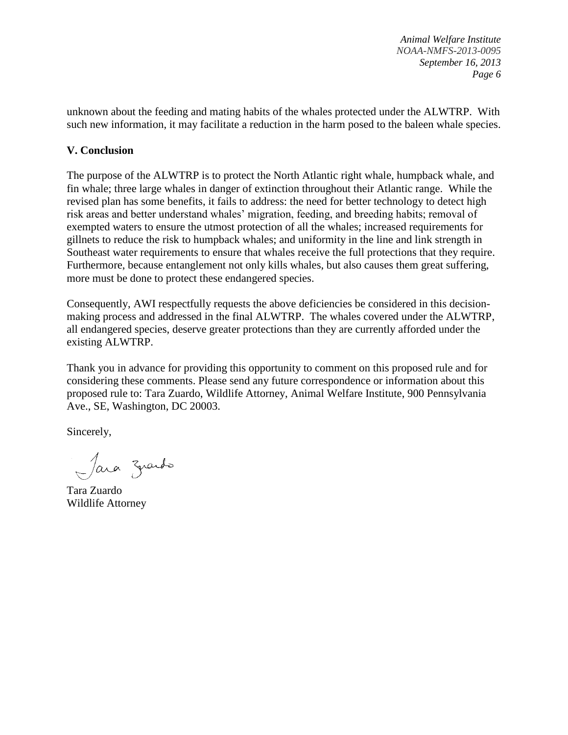unknown about the feeding and mating habits of the whales protected under the ALWTRP. With such new information, it may facilitate a reduction in the harm posed to the baleen whale species.

**V. Conclusion**

The purpose of the ALWTRP is to protect the North Atlantic right whale, humpback whale, and fin whale; three large whales in danger of extinction throughout their Atlantic range. While the revised plan has some benefits, it fails to address: the need for better technology to detect high risk areas and better understand whales' migration, feeding, and breeding habits; removal of exempted waters to ensure the utmost protection of all the whales; increased requirements for gillnets to reduce the risk to humpback whales; and uniformity in the line and link strength in Southeast water requirements to ensure that whales receive the full protections that they require. Furthermore, because entanglement not only kills whales, but also causes them great suffering, more must be done to protect these endangered species.

Consequently, AWI respectfully requests the above deficiencies be considered in this decision-making process and addressed in the final ALWTRP. The whales covered under the ALWTRP, all endangered species, deserve greater protections than they are currently afforded under the existing ALWTRP.

Thank you in advance for providing this opportunity to comment on this proposed rule and for considering these comments. Please send any future correspondence or information about this proposed rule to: Tara Zuardo, Wildlife Attorney, Animal Welfare Institute, 900 Pennsylvania Ave., SE, Washington, DC 20003.

Sincerely,

Tara Zuardo

Tara Zuardo
Wildlife Attorney